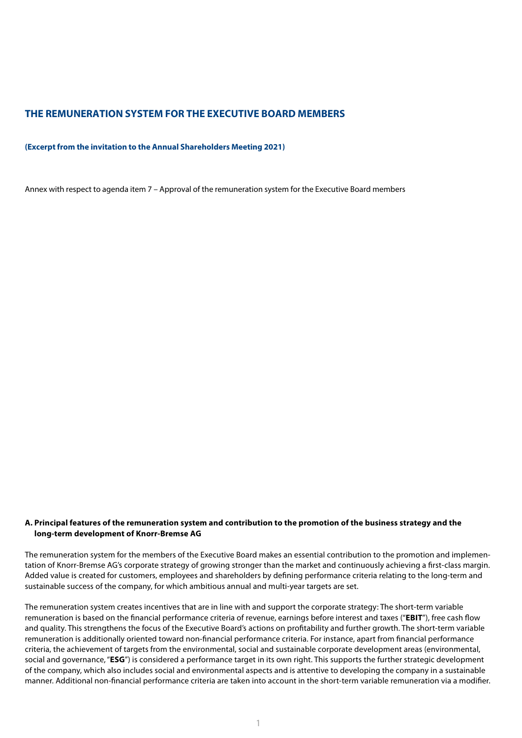# THE REMUNERATION SYSTEM FOR THE EXECUTIVE BOARD MEMBERS

**(Excerpt from the invitation to the Annual Shareholders Meeting 2021)**

Annex with respect to agenda item 7 – Approval of the remuneration system for the Executive Board members

## A. Principal features of the remuneration system and contribution to the promotion of the business strategy and the long-term development of Knorr-Bremse AG

The remuneration system for the members of the Executive Board makes an essential contribution to the promotion and implementation of Knorr-Bremse AG's corporate strategy of growing stronger than the market and continuously achieving a first-class margin. Added value is created for customers, employees and shareholders by defining performance criteria relating to the long-term and sustainable success of the company, for which ambitious annual and multi-year targets are set.

The remuneration system creates incentives that are in line with and support the corporate strategy: The short-term variable remuneration is based on the financial performance criteria of revenue, earnings before interest and taxes ("**EBIT**"), free cash flow and quality. This strengthens the focus of the Executive Board's actions on profitability and further growth. The short-term variable remuneration is additionally oriented toward non-financial performance criteria. For instance, apart from financial performance criteria, the achievement of targets from the environmental, social and sustainable corporate development areas (environmental, social and governance, "**ESG**") is considered a performance target in its own right. This supports the further strategic development of the company, which also includes social and environmental aspects and is attentive to developing the company in a sustainable manner. Additional non-financial performance criteria are taken into account in the short-term variable remuneration via a modifier.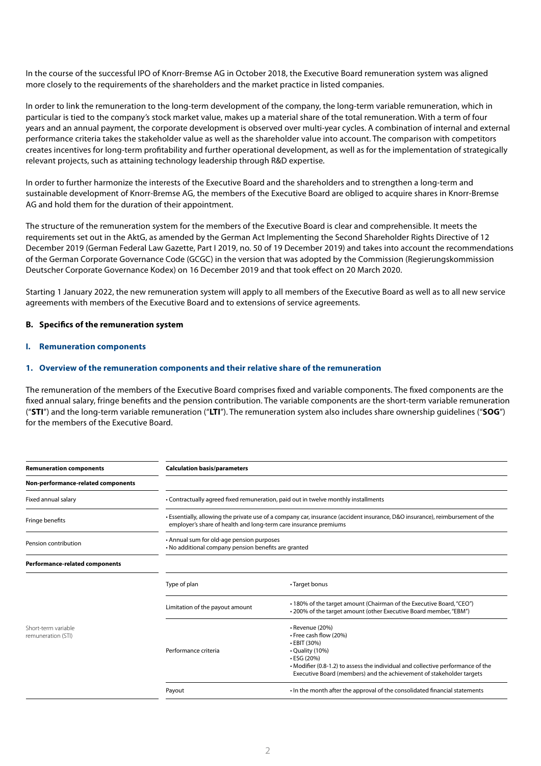In the course of the successful IPO of Knorr-Bremse AG in October 2018, the Executive Board remuneration system was aligned more closely to the requirements of the shareholders and the market practice in listed companies.

In order to link the remuneration to the long-term development of the company, the long-term variable remuneration, which in particular is tied to the company's stock market value, makes up a material share of the total remuneration. With a term of four years and an annual payment, the corporate development is observed over multi-year cycles. A combination of internal and external performance criteria takes the stakeholder value as well as the shareholder value into account. The comparison with competitors creates incentives for long-term profitability and further operational development, as well as for the implementation of strategically relevant projects, such as attaining technology leadership through R&D expertise.

In order to further harmonize the interests of the Executive Board and the shareholders and to strengthen a long-term and sustainable development of Knorr-Bremse AG, the members of the Executive Board are obliged to acquire shares in Knorr-Bremse AG and hold them for the duration of their appointment.

The structure of the remuneration system for the members of the Executive Board is clear and comprehensible. It meets the requirements set out in the AktG, as amended by the German Act Implementing the Second Shareholder Rights Directive of 12 December 2019 (German Federal Law Gazette, Part I 2019, no. 50 of 19 December 2019) and takes into account the recommendations of the German Corporate Governance Code (GCGC) in the version that was adopted by the Commission (Regierungskommission Deutscher Corporate Governance Kodex) on 16 December 2019 and that took effect on 20 March 2020.

Starting 1 January 2022, the new remuneration system will apply to all members of the Executive Board as well as to all new service agreements with members of the Executive Board and to extensions of service agreements.

## B. Specifics of the remuneration system

### I. Remuneration components

#### 1. Overview of the remuneration components and their relative share of the remuneration

The remuneration of the members of the Executive Board comprises fixed and variable components. The fixed components are the fixed annual salary, fringe benefits and the pension contribution. The variable components are the short-term variable remuneration ("**STI**") and the long-term variable remuneration ("**LTI**"). The remuneration system also includes share ownership guidelines ("**SOG**") for the members of the Executive Board.

| **Remuneration components** | **Calculation basis/parameters** | |
|---|---|---|
| **Non-performance-related components** | | |
| Fixed annual salary | • Contractually agreed fixed remuneration, paid out in twelve monthly installments | |
| Fringe benefits | • Essentially, allowing the private use of a company car, insurance (accident insurance, D&O insurance), reimbursement of the employer's share of health and long-term care insurance premiums | |
| Pension contribution | • Annual sum for old-age pension purposes<br>• No additional company pension benefits are granted | |
| **Performance-related components** | | |
| Short-term variable remuneration (STI) | Type of plan | • Target bonus |
| | Limitation of the payout amount | • 180% of the target amount (Chairman of the Executive Board, "CEO")<br>• 200% of the target amount (other Executive Board member, "EBM") |
| | Performance criteria | • Revenue (20%)<br>• Free cash flow (20%)<br>• EBIT (30%)<br>• Quality (10%)<br>• ESG (20%)<br>• Modifier (0.8-1.2) to assess the individual and collective performance of the Executive Board (members) and the achievement of stakeholder targets |
| | Payout | • In the month after the approval of the consolidated financial statements |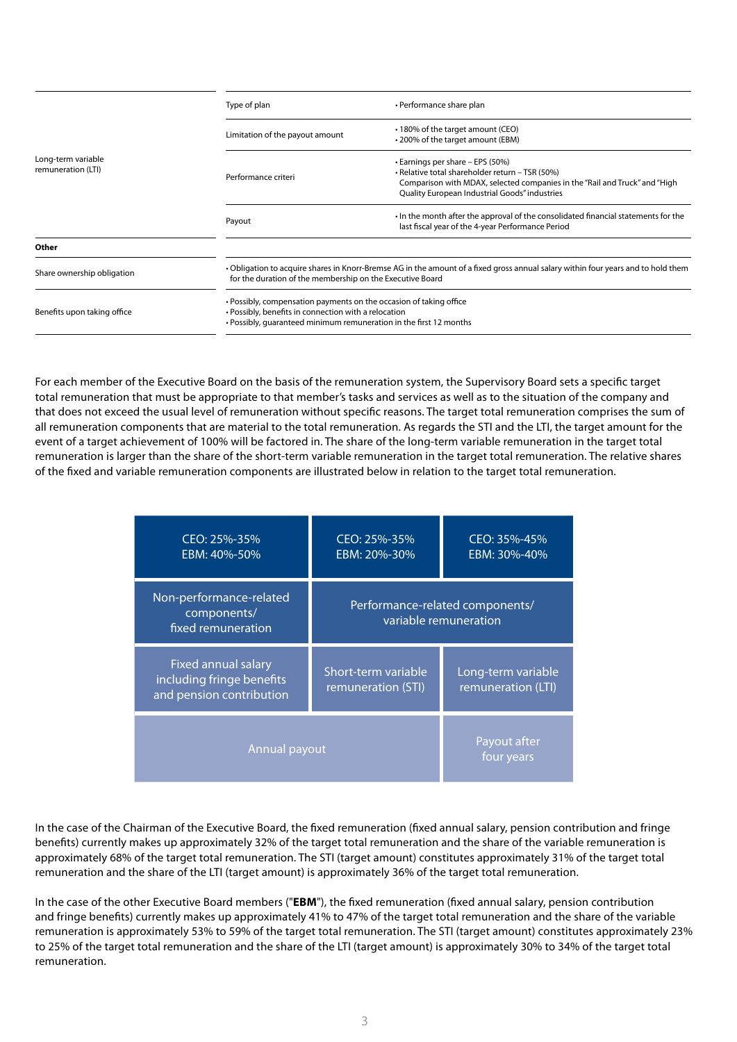| | | |
|---|---|---|
| Long-term variable remuneration (LTI) | Type of plan | • Performance share plan |
| | Limitation of the payout amount | • 180% of the target amount (CEO)<br>• 200% of the target amount (EBM) |
| | Performance criteri | • Earnings per share – EPS (50%)<br>• Relative total shareholder return – TSR (50%)<br>Comparison with MDAX, selected companies in the "Rail and Truck" and "High Quality European Industrial Goods" industries |
| | Payout | • In the month after the approval of the consolidated financial statements for the last fiscal year of the 4-year Performance Period |
| **Other** | | |
| Share ownership obligation | • Obligation to acquire shares in Knorr-Bremse AG in the amount of a fixed gross annual salary within four years and to hold them for the duration of the membership on the Executive Board | |
| Benefits upon taking office | • Possibly, compensation payments on the occasion of taking office<br>• Possibly, benefits in connection with a relocation<br>• Possibly, guaranteed minimum remuneration in the first 12 months | |

For each member of the Executive Board on the basis of the remuneration system, the Supervisory Board sets a specific target total remuneration that must be appropriate to that member's tasks and services as well as to the situation of the company and that does not exceed the usual level of remuneration without specific reasons. The target total remuneration comprises the sum of all remuneration components that are material to the total remuneration. As regards the STI and the LTI, the target amount for the event of a target achievement of 100% will be factored in. The share of the long-term variable remuneration in the target total remuneration is larger than the share of the short-term variable remuneration in the target total remuneration. The relative shares of the fixed and variable remuneration components are illustrated below in relation to the target total remuneration.

| CEO: 25%-35%<br>EBM: 40%-50% | CEO: 25%-35%<br>EBM: 20%-30% | CEO: 35%-45%<br>EBM: 30%-40% |
|---|---|---|
| Non-performance-related components/ fixed remuneration | Performance-related components/ variable remuneration | |
| Fixed annual salary including fringe benefits and pension contribution | Short-term variable remuneration (STI) | Long-term variable remuneration (LTI) |
| Annual payout | | Payout after four years |

In the case of the Chairman of the Executive Board, the fixed remuneration (fixed annual salary, pension contribution and fringe benefits) currently makes up approximately 32% of the target total remuneration and the share of the variable remuneration is approximately 68% of the target total remuneration. The STI (target amount) constitutes approximately 31% of the target total remuneration and the share of the LTI (target amount) is approximately 36% of the target total remuneration.

In the case of the other Executive Board members ("**EBM**"), the fixed remuneration (fixed annual salary, pension contribution and fringe benefits) currently makes up approximately 41% to 47% of the target total remuneration and the share of the variable remuneration is approximately 53% to 59% of the target total remuneration. The STI (target amount) constitutes approximately 23% to 25% of the target total remuneration and the share of the LTI (target amount) is approximately 30% to 34% of the target total remuneration.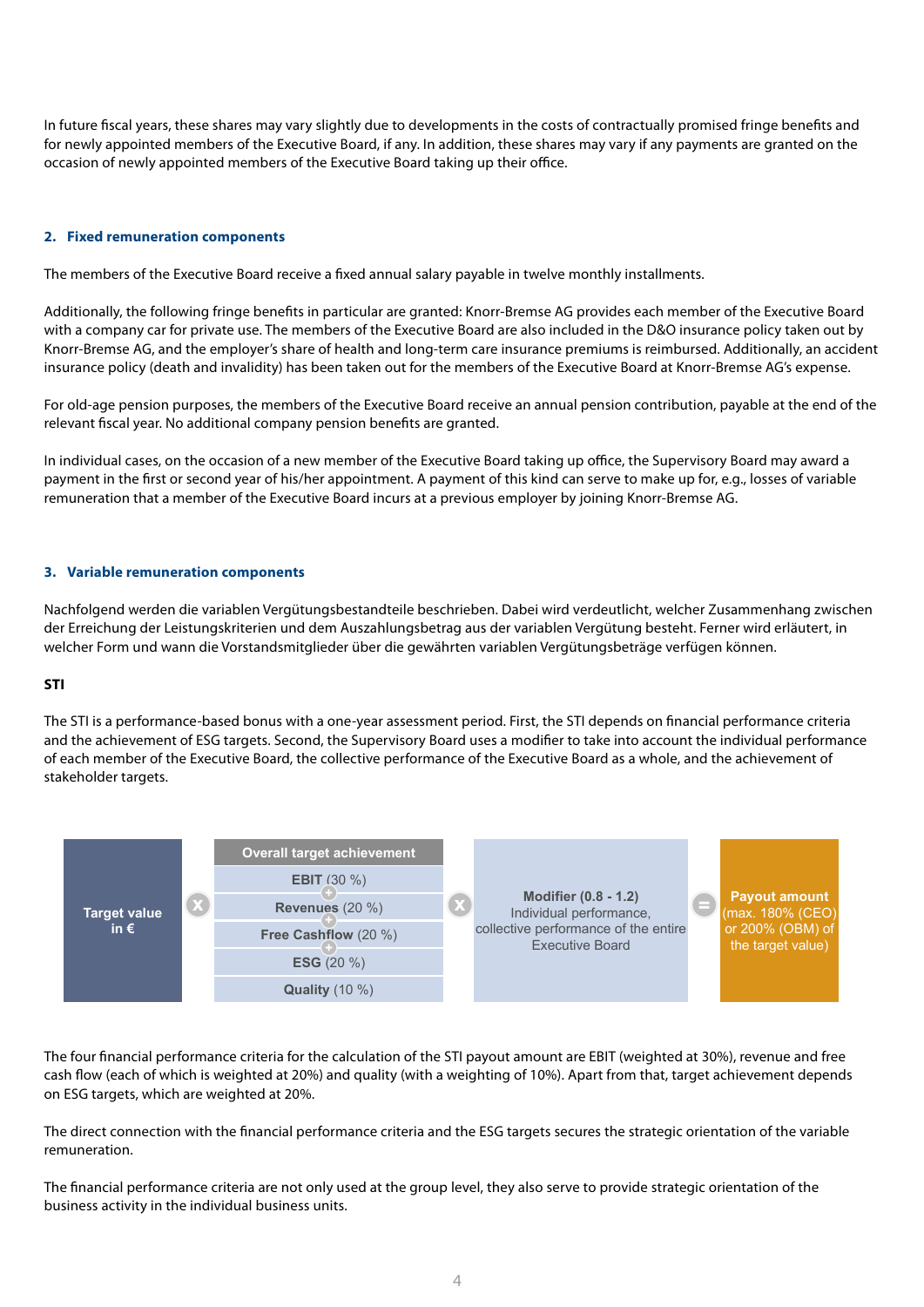In future fiscal years, these shares may vary slightly due to developments in the costs of contractually promised fringe benefits and for newly appointed members of the Executive Board, if any. In addition, these shares may vary if any payments are granted on the occasion of newly appointed members of the Executive Board taking up their office.

## 2. Fixed remuneration components

The members of the Executive Board receive a fixed annual salary payable in twelve monthly installments.

Additionally, the following fringe benefits in particular are granted: Knorr-Bremse AG provides each member of the Executive Board with a company car for private use. The members of the Executive Board are also included in the D&O insurance policy taken out by Knorr-Bremse AG, and the employer's share of health and long-term care insurance premiums is reimbursed. Additionally, an accident insurance policy (death and invalidity) has been taken out for the members of the Executive Board at Knorr-Bremse AG's expense.

For old-age pension purposes, the members of the Executive Board receive an annual pension contribution, payable at the end of the relevant fiscal year. No additional company pension benefits are granted.

In individual cases, on the occasion of a new member of the Executive Board taking up office, the Supervisory Board may award a payment in the first or second year of his/her appointment. A payment of this kind can serve to make up for, e.g., losses of variable remuneration that a member of the Executive Board incurs at a previous employer by joining Knorr-Bremse AG.

## 3. Variable remuneration components

Nachfolgend werden die variablen Vergütungsbestandteile beschrieben. Dabei wird verdeutlicht, welcher Zusammenhang zwischen der Erreichung der Leistungskriterien und dem Auszahlungsbetrag aus der variablen Vergütung besteht. Ferner wird erläutert, in welcher Form und wann die Vorstandsmitglieder über die gewährten variablen Vergütungsbeträge verfügen können.

**STI**

The STI is a performance-based bonus with a one-year assessment period. First, the STI depends on financial performance criteria and the achievement of ESG targets. Second, the Supervisory Board uses a modifier to take into account the individual performance of each member of the Executive Board, the collective performance of the Executive Board as a whole, and the achievement of stakeholder targets.

| Target value in € | × | Overall target achievement | × | Modifier (0.8 - 1.2) | = | Payout amount |
|---|---|---|---|---|---|---|
| | | **EBIT** (30 %) + **Revenues** (20 %) + **Free Cashflow** (20 %) + **ESG** (20 %) **Quality** (10 %) | | Individual performance, collective performance of the entire Executive Board | | (max. 180% (CEO) or 200% (OBM) of the target value) |

The four financial performance criteria for the calculation of the STI payout amount are EBIT (weighted at 30%), revenue and free cash flow (each of which is weighted at 20%) and quality (with a weighting of 10%). Apart from that, target achievement depends on ESG targets, which are weighted at 20%.

The direct connection with the financial performance criteria and the ESG targets secures the strategic orientation of the variable remuneration.

The financial performance criteria are not only used at the group level, they also serve to provide strategic orientation of the business activity in the individual business units.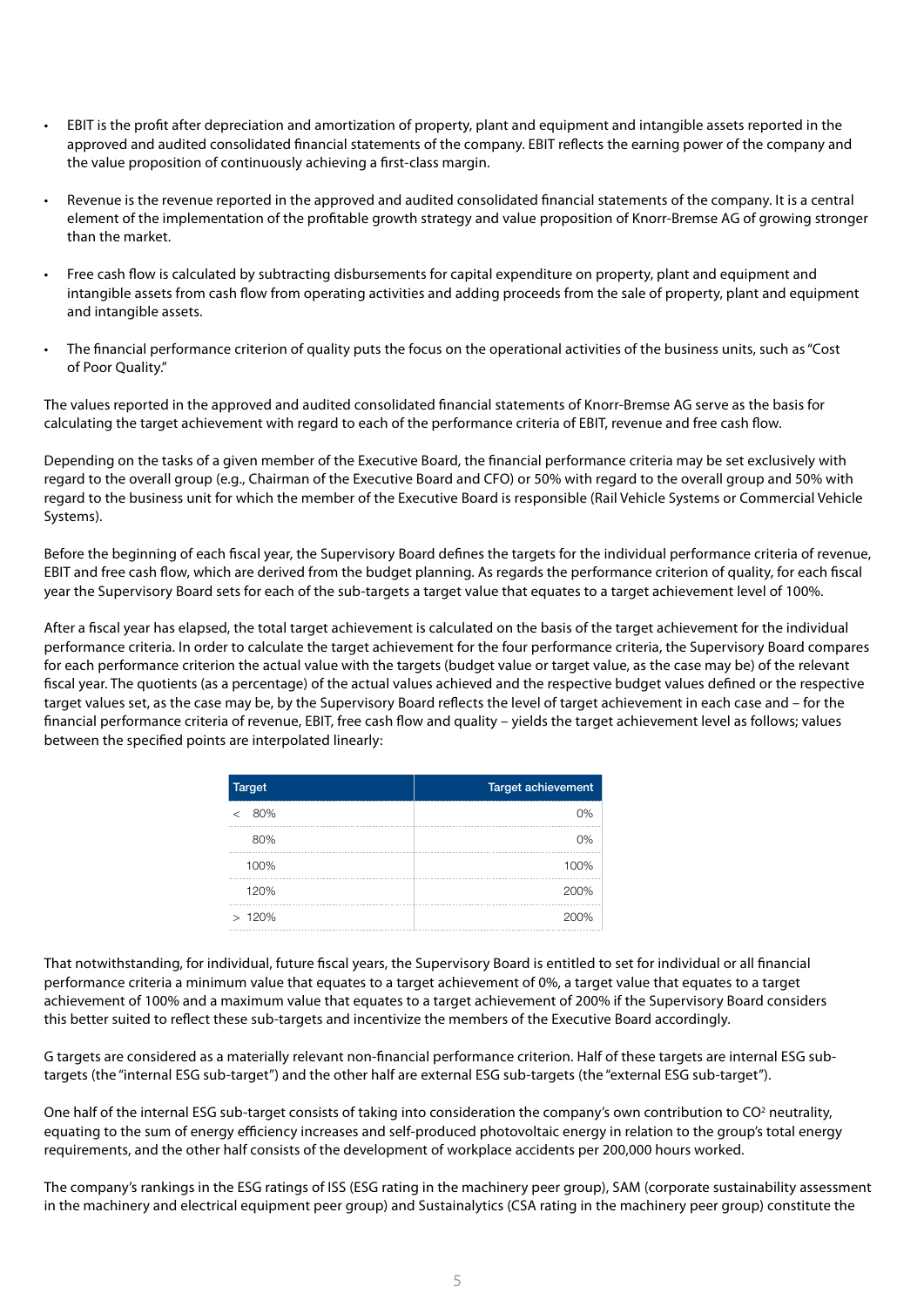- EBIT is the profit after depreciation and amortization of property, plant and equipment and intangible assets reported in the approved and audited consolidated financial statements of the company. EBIT reflects the earning power of the company and the value proposition of continuously achieving a first-class margin.

- Revenue is the revenue reported in the approved and audited consolidated financial statements of the company. It is a central element of the implementation of the profitable growth strategy and value proposition of Knorr-Bremse AG of growing stronger than the market.

- Free cash flow is calculated by subtracting disbursements for capital expenditure on property, plant and equipment and intangible assets from cash flow from operating activities and adding proceeds from the sale of property, plant and equipment and intangible assets.

- The financial performance criterion of quality puts the focus on the operational activities of the business units, such as "Cost of Poor Quality."

The values reported in the approved and audited consolidated financial statements of Knorr-Bremse AG serve as the basis for calculating the target achievement with regard to each of the performance criteria of EBIT, revenue and free cash flow.

Depending on the tasks of a given member of the Executive Board, the financial performance criteria may be set exclusively with regard to the overall group (e.g., Chairman of the Executive Board and CFO) or 50% with regard to the overall group and 50% with regard to the business unit for which the member of the Executive Board is responsible (Rail Vehicle Systems or Commercial Vehicle Systems).

Before the beginning of each fiscal year, the Supervisory Board defines the targets for the individual performance criteria of revenue, EBIT and free cash flow, which are derived from the budget planning. As regards the performance criterion of quality, for each fiscal year the Supervisory Board sets for each of the sub-targets a target value that equates to a target achievement level of 100%.

After a fiscal year has elapsed, the total target achievement is calculated on the basis of the target achievement for the individual performance criteria. In order to calculate the target achievement for the four performance criteria, the Supervisory Board compares for each performance criterion the actual value with the targets (budget value or target value, as the case may be) of the relevant fiscal year. The quotients (as a percentage) of the actual values achieved and the respective budget values defined or the respective target values set, as the case may be, by the Supervisory Board reflects the level of target achievement in each case and – for the financial performance criteria of revenue, EBIT, free cash flow and quality – yields the target achievement level as follows; values between the specified points are interpolated linearly:

| Target | Target achievement |
|---|---|
| < 80% | 0% |
| 80% | 0% |
| 100% | 100% |
| 120% | 200% |
| > 120% | 200% |

That notwithstanding, for individual, future fiscal years, the Supervisory Board is entitled to set for individual or all financial performance criteria a minimum value that equates to a target achievement of 0%, a target value that equates to a target achievement of 100% and a maximum value that equates to a target achievement of 200% if the Supervisory Board considers this better suited to reflect these sub-targets and incentivize the members of the Executive Board accordingly.

G targets are considered as a materially relevant non-financial performance criterion. Half of these targets are internal ESG sub-targets (the "internal ESG sub-target") and the other half are external ESG sub-targets (the "external ESG sub-target").

One half of the internal ESG sub-target consists of taking into consideration the company's own contribution to $CO^2$ neutrality, equating to the sum of energy efficiency increases and self-produced photovoltaic energy in relation to the group's total energy requirements, and the other half consists of the development of workplace accidents per 200,000 hours worked.

The company's rankings in the ESG ratings of ISS (ESG rating in the machinery peer group), SAM (corporate sustainability assessment in the machinery and electrical equipment peer group) and Sustainalytics (CSA rating in the machinery peer group) constitute the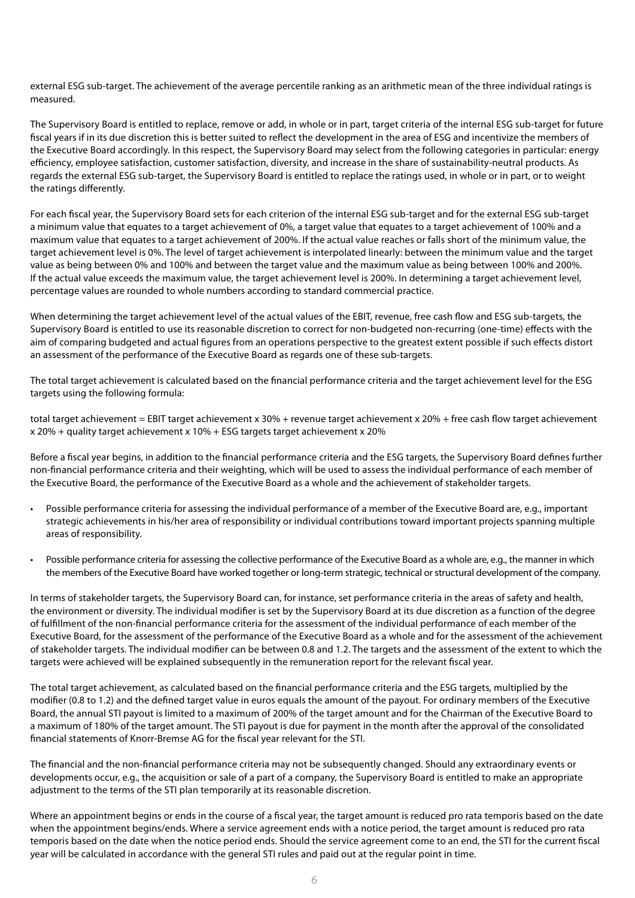external ESG sub-target. The achievement of the average percentile ranking as an arithmetic mean of the three individual ratings is measured.

The Supervisory Board is entitled to replace, remove or add, in whole or in part, target criteria of the internal ESG sub-target for future fiscal years if in its due discretion this is better suited to reflect the development in the area of ESG and incentivize the members of the Executive Board accordingly. In this respect, the Supervisory Board may select from the following categories in particular: energy efficiency, employee satisfaction, customer satisfaction, diversity, and increase in the share of sustainability-neutral products. As regards the external ESG sub-target, the Supervisory Board is entitled to replace the ratings used, in whole or in part, or to weight the ratings differently.

For each fiscal year, the Supervisory Board sets for each criterion of the internal ESG sub-target and for the external ESG sub-target a minimum value that equates to a target achievement of 0%, a target value that equates to a target achievement of 100% and a maximum value that equates to a target achievement of 200%. If the actual value reaches or falls short of the minimum value, the target achievement level is 0%. The level of target achievement is interpolated linearly: between the minimum value and the target value as being between 0% and 100% and between the target value and the maximum value as being between 100% and 200%. If the actual value exceeds the maximum value, the target achievement level is 200%. In determining a target achievement level, percentage values are rounded to whole numbers according to standard commercial practice.

When determining the target achievement level of the actual values of the EBIT, revenue, free cash flow and ESG sub-targets, the Supervisory Board is entitled to use its reasonable discretion to correct for non-budgeted non-recurring (one-time) effects with the aim of comparing budgeted and actual figures from an operations perspective to the greatest extent possible if such effects distort an assessment of the performance of the Executive Board as regards one of these sub-targets.

The total target achievement is calculated based on the financial performance criteria and the target achievement level for the ESG targets using the following formula:

total target achievement = EBIT target achievement x 30% + revenue target achievement x 20% + free cash flow target achievement x 20% + quality target achievement x 10% + ESG targets target achievement x 20%

Before a fiscal year begins, in addition to the financial performance criteria and the ESG targets, the Supervisory Board defines further non-financial performance criteria and their weighting, which will be used to assess the individual performance of each member of the Executive Board, the performance of the Executive Board as a whole and the achievement of stakeholder targets.

- Possible performance criteria for assessing the individual performance of a member of the Executive Board are, e.g., important strategic achievements in his/her area of responsibility or individual contributions toward important projects spanning multiple areas of responsibility.
- Possible performance criteria for assessing the collective performance of the Executive Board as a whole are, e.g., the manner in which the members of the Executive Board have worked together or long-term strategic, technical or structural development of the company.

In terms of stakeholder targets, the Supervisory Board can, for instance, set performance criteria in the areas of safety and health, the environment or diversity. The individual modifier is set by the Supervisory Board at its due discretion as a function of the degree of fulfillment of the non-financial performance criteria for the assessment of the individual performance of each member of the Executive Board, for the assessment of the performance of the Executive Board as a whole and for the assessment of the achievement of stakeholder targets. The individual modifier can be between 0.8 and 1.2. The targets and the assessment of the extent to which the targets were achieved will be explained subsequently in the remuneration report for the relevant fiscal year.

The total target achievement, as calculated based on the financial performance criteria and the ESG targets, multiplied by the modifier (0.8 to 1.2) and the defined target value in euros equals the amount of the payout. For ordinary members of the Executive Board, the annual STI payout is limited to a maximum of 200% of the target amount and for the Chairman of the Executive Board to a maximum of 180% of the target amount. The STI payout is due for payment in the month after the approval of the consolidated financial statements of Knorr-Bremse AG for the fiscal year relevant for the STI.

The financial and the non-financial performance criteria may not be subsequently changed. Should any extraordinary events or developments occur, e.g., the acquisition or sale of a part of a company, the Supervisory Board is entitled to make an appropriate adjustment to the terms of the STI plan temporarily at its reasonable discretion.

Where an appointment begins or ends in the course of a fiscal year, the target amount is reduced pro rata temporis based on the date when the appointment begins/ends. Where a service agreement ends with a notice period, the target amount is reduced pro rata temporis based on the date when the notice period ends. Should the service agreement come to an end, the STI for the current fiscal year will be calculated in accordance with the general STI rules and paid out at the regular point in time.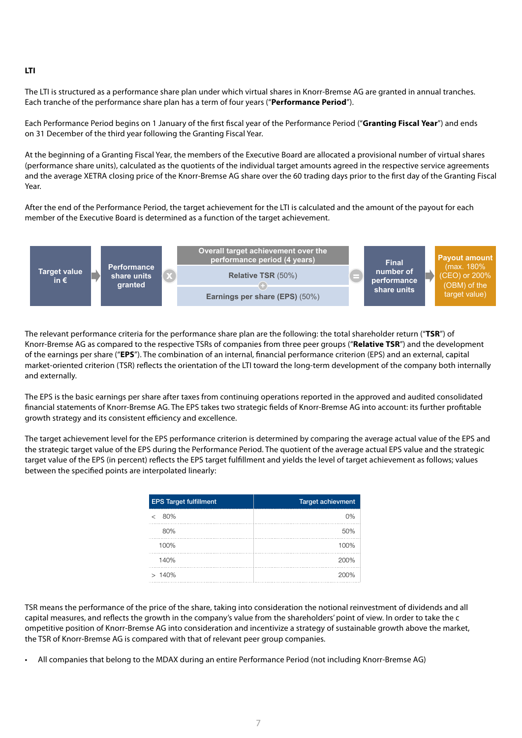**LTI**

The LTI is structured as a performance share plan under which virtual shares in Knorr-Bremse AG are granted in annual tranches. Each tranche of the performance share plan has a term of four years ("**Performance Period**").

Each Performance Period begins on 1 January of the first fiscal year of the Performance Period ("**Granting Fiscal Year**") and ends on 31 December of the third year following the Granting Fiscal Year.

At the beginning of a Granting Fiscal Year, the members of the Executive Board are allocated a provisional number of virtual shares (performance share units), calculated as the quotients of the individual target amounts agreed in the respective service agreements and the average XETRA closing price of the Knorr-Bremse AG share over the 60 trading days prior to the first day of the Granting Fiscal Year.

After the end of the Performance Period, the target achievement for the LTI is calculated and the amount of the payout for each member of the Executive Board is determined as a function of the target achievement.

Target value in € → Performance share units granted × Overall target achievement over the performance period (4 years) [Relative TSR (50%) + Earnings per share (EPS) (50%)] = Final number of performance share units → Payout amount (max. 180% (CEO) or 200% (OBM) of the target value)

The relevant performance criteria for the performance share plan are the following: the total shareholder return ("**TSR**") of Knorr-Bremse AG as compared to the respective TSRs of companies from three peer groups ("**Relative TSR**") and the development of the earnings per share ("**EPS**"). The combination of an internal, financial performance criterion (EPS) and an external, capital market-oriented criterion (TSR) reflects the orientation of the LTI toward the long-term development of the company both internally and externally.

The EPS is the basic earnings per share after taxes from continuing operations reported in the approved and audited consolidated financial statements of Knorr-Bremse AG. The EPS takes two strategic fields of Knorr-Bremse AG into account: its further profitable growth strategy and its consistent efficiency and excellence.

The target achievement level for the EPS performance criterion is determined by comparing the average actual value of the EPS and the strategic target value of the EPS during the Performance Period. The quotient of the average actual EPS value and the strategic target value of the EPS (in percent) reflects the EPS target fulfillment and yields the level of target achievement as follows; values between the specified points are interpolated linearly:

| EPS Target fulfillment | Target achievment |
|---|---|
| < 80% | 0% |
| 80% | 50% |
| 100% | 100% |
| 140% | 200% |
| > 140% | 200% |

TSR means the performance of the price of the share, taking into consideration the notional reinvestment of dividends and all capital measures, and reflects the growth in the company's value from the shareholders' point of view. In order to take the c ompetitive position of Knorr-Bremse AG into consideration and incentivize a strategy of sustainable growth above the market, the TSR of Knorr-Bremse AG is compared with that of relevant peer group companies.

- All companies that belong to the MDAX during an entire Performance Period (not including Knorr-Bremse AG)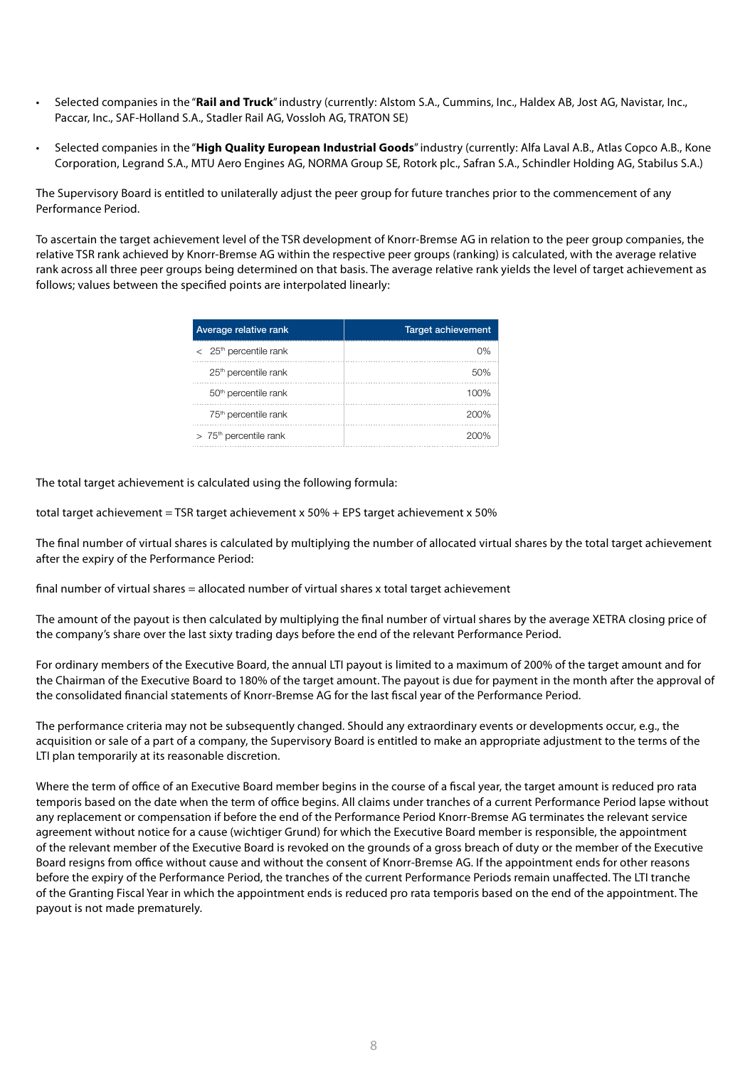- Selected companies in the "**Rail and Truck**" industry (currently: Alstom S.A., Cummins, Inc., Haldex AB, Jost AG, Navistar, Inc., Paccar, Inc., SAF-Holland S.A., Stadler Rail AG, Vossloh AG, TRATON SE)
- Selected companies in the "**High Quality European Industrial Goods**" industry (currently: Alfa Laval A.B., Atlas Copco A.B., Kone Corporation, Legrand S.A., MTU Aero Engines AG, NORMA Group SE, Rotork plc., Safran S.A., Schindler Holding AG, Stabilus S.A.)

The Supervisory Board is entitled to unilaterally adjust the peer group for future tranches prior to the commencement of any Performance Period.

To ascertain the target achievement level of the TSR development of Knorr-Bremse AG in relation to the peer group companies, the relative TSR rank achieved by Knorr-Bremse AG within the respective peer groups (ranking) is calculated, with the average relative rank across all three peer groups being determined on that basis. The average relative rank yields the level of target achievement as follows; values between the specified points are interpolated linearly:

| Average relative rank | Target achievement |
|---|---|
| < 25th percentile rank | 0% |
| 25th percentile rank | 50% |
| 50th percentile rank | 100% |
| 75th percentile rank | 200% |
| > 75th percentile rank | 200% |

The total target achievement is calculated using the following formula:

total target achievement = TSR target achievement x 50% + EPS target achievement x 50%

The final number of virtual shares is calculated by multiplying the number of allocated virtual shares by the total target achievement after the expiry of the Performance Period:

final number of virtual shares = allocated number of virtual shares x total target achievement

The amount of the payout is then calculated by multiplying the final number of virtual shares by the average XETRA closing price of the company's share over the last sixty trading days before the end of the relevant Performance Period.

For ordinary members of the Executive Board, the annual LTI payout is limited to a maximum of 200% of the target amount and for the Chairman of the Executive Board to 180% of the target amount. The payout is due for payment in the month after the approval of the consolidated financial statements of Knorr-Bremse AG for the last fiscal year of the Performance Period.

The performance criteria may not be subsequently changed. Should any extraordinary events or developments occur, e.g., the acquisition or sale of a part of a company, the Supervisory Board is entitled to make an appropriate adjustment to the terms of the LTI plan temporarily at its reasonable discretion.

Where the term of office of an Executive Board member begins in the course of a fiscal year, the target amount is reduced pro rata temporis based on the date when the term of office begins. All claims under tranches of a current Performance Period lapse without any replacement or compensation if before the end of the Performance Period Knorr-Bremse AG terminates the relevant service agreement without notice for a cause (wichtiger Grund) for which the Executive Board member is responsible, the appointment of the relevant member of the Executive Board is revoked on the grounds of a gross breach of duty or the member of the Executive Board resigns from office without cause and without the consent of Knorr-Bremse AG. If the appointment ends for other reasons before the expiry of the Performance Period, the tranches of the current Performance Periods remain unaffected. The LTI tranche of the Granting Fiscal Year in which the appointment ends is reduced pro rata temporis based on the end of the appointment. The payout is not made prematurely.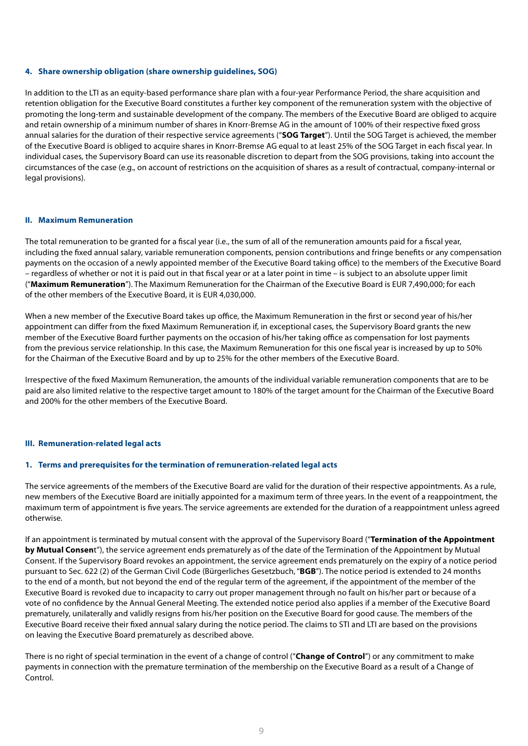#### 4. Share ownership obligation (share ownership guidelines, SOG)

In addition to the LTI as an equity-based performance share plan with a four-year Performance Period, the share acquisition and retention obligation for the Executive Board constitutes a further key component of the remuneration system with the objective of promoting the long-term and sustainable development of the company. The members of the Executive Board are obliged to acquire and retain ownership of a minimum number of shares in Knorr-Bremse AG in the amount of 100% of their respective fixed gross annual salaries for the duration of their respective service agreements ("**SOG Target**"). Until the SOG Target is achieved, the member of the Executive Board is obliged to acquire shares in Knorr-Bremse AG equal to at least 25% of the SOG Target in each fiscal year. In individual cases, the Supervisory Board can use its reasonable discretion to depart from the SOG provisions, taking into account the circumstances of the case (e.g., on account of restrictions on the acquisition of shares as a result of contractual, company-internal or legal provisions).

### II. Maximum Remuneration

The total remuneration to be granted for a fiscal year (i.e., the sum of all of the remuneration amounts paid for a fiscal year, including the fixed annual salary, variable remuneration components, pension contributions and fringe benefits or any compensation payments on the occasion of a newly appointed member of the Executive Board taking office) to the members of the Executive Board – regardless of whether or not it is paid out in that fiscal year or at a later point in time – is subject to an absolute upper limit ("**Maximum Remuneration**"). The Maximum Remuneration for the Chairman of the Executive Board is EUR 7,490,000; for each of the other members of the Executive Board, it is EUR 4,030,000.

When a new member of the Executive Board takes up office, the Maximum Remuneration in the first or second year of his/her appointment can differ from the fixed Maximum Remuneration if, in exceptional cases, the Supervisory Board grants the new member of the Executive Board further payments on the occasion of his/her taking office as compensation for lost payments from the previous service relationship. In this case, the Maximum Remuneration for this one fiscal year is increased by up to 50% for the Chairman of the Executive Board and by up to 25% for the other members of the Executive Board.

Irrespective of the fixed Maximum Remuneration, the amounts of the individual variable remuneration components that are to be paid are also limited relative to the respective target amount to 180% of the target amount for the Chairman of the Executive Board and 200% for the other members of the Executive Board.

### III. Remuneration-related legal acts

#### 1. Terms and prerequisites for the termination of remuneration-related legal acts

The service agreements of the members of the Executive Board are valid for the duration of their respective appointments. As a rule, new members of the Executive Board are initially appointed for a maximum term of three years. In the event of a reappointment, the maximum term of appointment is five years. The service agreements are extended for the duration of a reappointment unless agreed otherwise.

If an appointment is terminated by mutual consent with the approval of the Supervisory Board ("**Termination of the Appointment by Mutual Consen**t"), the service agreement ends prematurely as of the date of the Termination of the Appointment by Mutual Consent. If the Supervisory Board revokes an appointment, the service agreement ends prematurely on the expiry of a notice period pursuant to Sec. 622 (2) of the German Civil Code (Bürgerliches Gesetzbuch, "**BGB**"). The notice period is extended to 24 months to the end of a month, but not beyond the end of the regular term of the agreement, if the appointment of the member of the Executive Board is revoked due to incapacity to carry out proper management through no fault on his/her part or because of a vote of no confidence by the Annual General Meeting. The extended notice period also applies if a member of the Executive Board prematurely, unilaterally and validly resigns from his/her position on the Executive Board for good cause. The members of the Executive Board receive their fixed annual salary during the notice period. The claims to STI and LTI are based on the provisions on leaving the Executive Board prematurely as described above.

There is no right of special termination in the event of a change of control ("**Change of Control**") or any commitment to make payments in connection with the premature termination of the membership on the Executive Board as a result of a Change of Control.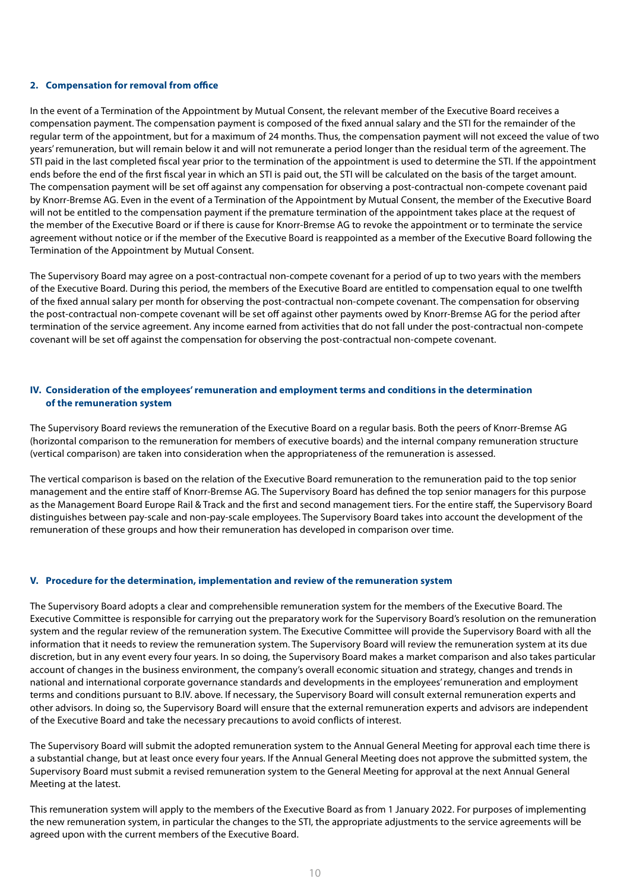### 2. Compensation for removal from office

In the event of a Termination of the Appointment by Mutual Consent, the relevant member of the Executive Board receives a compensation payment. The compensation payment is composed of the fixed annual salary and the STI for the remainder of the regular term of the appointment, but for a maximum of 24 months. Thus, the compensation payment will not exceed the value of two years' remuneration, but will remain below it and will not remunerate a period longer than the residual term of the agreement. The STI paid in the last completed fiscal year prior to the termination of the appointment is used to determine the STI. If the appointment ends before the end of the first fiscal year in which an STI is paid out, the STI will be calculated on the basis of the target amount. The compensation payment will be set off against any compensation for observing a post-contractual non-compete covenant paid by Knorr-Bremse AG. Even in the event of a Termination of the Appointment by Mutual Consent, the member of the Executive Board will not be entitled to the compensation payment if the premature termination of the appointment takes place at the request of the member of the Executive Board or if there is cause for Knorr-Bremse AG to revoke the appointment or to terminate the service agreement without notice or if the member of the Executive Board is reappointed as a member of the Executive Board following the Termination of the Appointment by Mutual Consent.

The Supervisory Board may agree on a post-contractual non-compete covenant for a period of up to two years with the members of the Executive Board. During this period, the members of the Executive Board are entitled to compensation equal to one twelfth of the fixed annual salary per month for observing the post-contractual non-compete covenant. The compensation for observing the post-contractual non-compete covenant will be set off against other payments owed by Knorr-Bremse AG for the period after termination of the service agreement. Any income earned from activities that do not fall under the post-contractual non-compete covenant will be set off against the compensation for observing the post-contractual non-compete covenant.

## IV. Consideration of the employees' remuneration and employment terms and conditions in the determination of the remuneration system

The Supervisory Board reviews the remuneration of the Executive Board on a regular basis. Both the peers of Knorr-Bremse AG (horizontal comparison to the remuneration for members of executive boards) and the internal company remuneration structure (vertical comparison) are taken into consideration when the appropriateness of the remuneration is assessed.

The vertical comparison is based on the relation of the Executive Board remuneration to the remuneration paid to the top senior management and the entire staff of Knorr-Bremse AG. The Supervisory Board has defined the top senior managers for this purpose as the Management Board Europe Rail & Track and the first and second management tiers. For the entire staff, the Supervisory Board distinguishes between pay-scale and non-pay-scale employees. The Supervisory Board takes into account the development of the remuneration of these groups and how their remuneration has developed in comparison over time.

## V. Procedure for the determination, implementation and review of the remuneration system

The Supervisory Board adopts a clear and comprehensible remuneration system for the members of the Executive Board. The Executive Committee is responsible for carrying out the preparatory work for the Supervisory Board's resolution on the remuneration system and the regular review of the remuneration system. The Executive Committee will provide the Supervisory Board with all the information that it needs to review the remuneration system. The Supervisory Board will review the remuneration system at its due discretion, but in any event every four years. In so doing, the Supervisory Board makes a market comparison and also takes particular account of changes in the business environment, the company's overall economic situation and strategy, changes and trends in national and international corporate governance standards and developments in the employees' remuneration and employment terms and conditions pursuant to B.IV. above. If necessary, the Supervisory Board will consult external remuneration experts and other advisors. In doing so, the Supervisory Board will ensure that the external remuneration experts and advisors are independent of the Executive Board and take the necessary precautions to avoid conflicts of interest.

The Supervisory Board will submit the adopted remuneration system to the Annual General Meeting for approval each time there is a substantial change, but at least once every four years. If the Annual General Meeting does not approve the submitted system, the Supervisory Board must submit a revised remuneration system to the General Meeting for approval at the next Annual General Meeting at the latest.

This remuneration system will apply to the members of the Executive Board as from 1 January 2022. For purposes of implementing the new remuneration system, in particular the changes to the STI, the appropriate adjustments to the service agreements will be agreed upon with the current members of the Executive Board.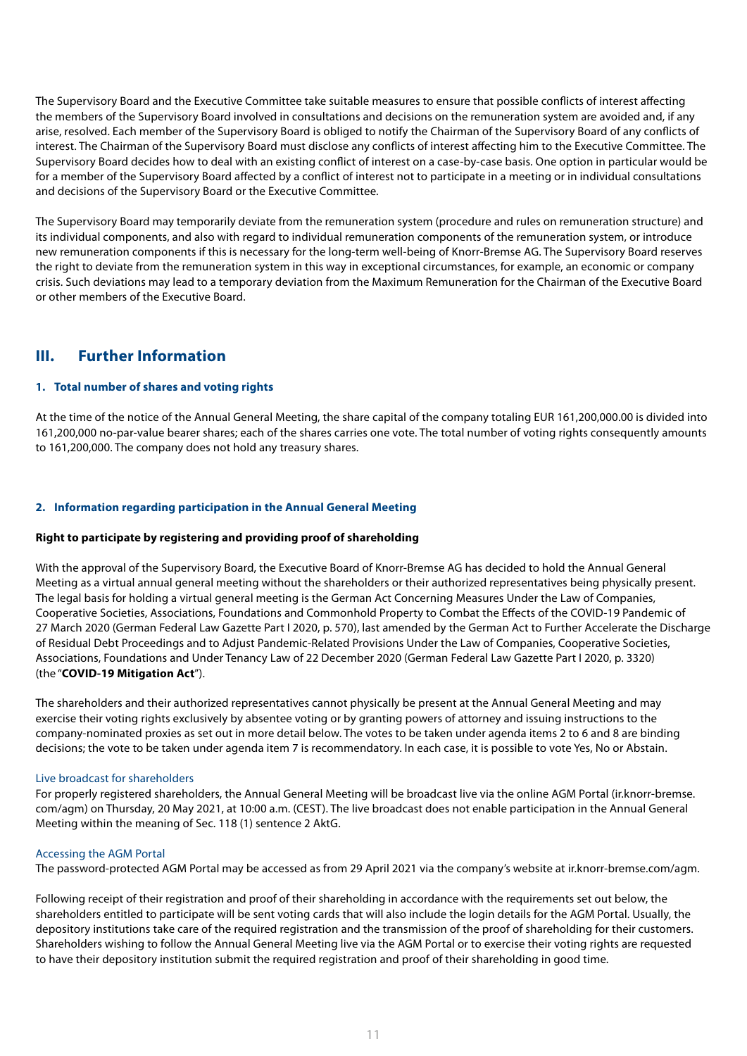The Supervisory Board and the Executive Committee take suitable measures to ensure that possible conflicts of interest affecting the members of the Supervisory Board involved in consultations and decisions on the remuneration system are avoided and, if any arise, resolved. Each member of the Supervisory Board is obliged to notify the Chairman of the Supervisory Board of any conflicts of interest. The Chairman of the Supervisory Board must disclose any conflicts of interest affecting him to the Executive Committee. The Supervisory Board decides how to deal with an existing conflict of interest on a case-by-case basis. One option in particular would be for a member of the Supervisory Board affected by a conflict of interest not to participate in a meeting or in individual consultations and decisions of the Supervisory Board or the Executive Committee.

The Supervisory Board may temporarily deviate from the remuneration system (procedure and rules on remuneration structure) and its individual components, and also with regard to individual remuneration components of the remuneration system, or introduce new remuneration components if this is necessary for the long-term well-being of Knorr-Bremse AG. The Supervisory Board reserves the right to deviate from the remuneration system in this way in exceptional circumstances, for example, an economic or company crisis. Such deviations may lead to a temporary deviation from the Maximum Remuneration for the Chairman of the Executive Board or other members of the Executive Board.

## III. Further Information

### 1. Total number of shares and voting rights

At the time of the notice of the Annual General Meeting, the share capital of the company totaling EUR 161,200,000.00 is divided into 161,200,000 no-par-value bearer shares; each of the shares carries one vote. The total number of voting rights consequently amounts to 161,200,000. The company does not hold any treasury shares.

### 2. Information regarding participation in the Annual General Meeting

**Right to participate by registering and providing proof of shareholding**

With the approval of the Supervisory Board, the Executive Board of Knorr-Bremse AG has decided to hold the Annual General Meeting as a virtual annual general meeting without the shareholders or their authorized representatives being physically present. The legal basis for holding a virtual general meeting is the German Act Concerning Measures Under the Law of Companies, Cooperative Societies, Associations, Foundations and Commonhold Property to Combat the Effects of the COVID-19 Pandemic of 27 March 2020 (German Federal Law Gazette Part I 2020, p. 570), last amended by the German Act to Further Accelerate the Discharge of Residual Debt Proceedings and to Adjust Pandemic-Related Provisions Under the Law of Companies, Cooperative Societies, Associations, Foundations and Under Tenancy Law of 22 December 2020 (German Federal Law Gazette Part I 2020, p. 3320) (the "**COVID-19 Mitigation Act**").

The shareholders and their authorized representatives cannot physically be present at the Annual General Meeting and may exercise their voting rights exclusively by absentee voting or by granting powers of attorney and issuing instructions to the company-nominated proxies as set out in more detail below. The votes to be taken under agenda items 2 to 6 and 8 are binding decisions; the vote to be taken under agenda item 7 is recommendatory. In each case, it is possible to vote Yes, No or Abstain.

Live broadcast for shareholders

For properly registered shareholders, the Annual General Meeting will be broadcast live via the online AGM Portal (ir.knorr-bremse.com/agm) on Thursday, 20 May 2021, at 10:00 a.m. (CEST). The live broadcast does not enable participation in the Annual General Meeting within the meaning of Sec. 118 (1) sentence 2 AktG.

Accessing the AGM Portal

The password-protected AGM Portal may be accessed as from 29 April 2021 via the company's website at ir.knorr-bremse.com/agm.

Following receipt of their registration and proof of their shareholding in accordance with the requirements set out below, the shareholders entitled to participate will be sent voting cards that will also include the login details for the AGM Portal. Usually, the depository institutions take care of the required registration and the transmission of the proof of shareholding for their customers. Shareholders wishing to follow the Annual General Meeting live via the AGM Portal or to exercise their voting rights are requested to have their depository institution submit the required registration and proof of their shareholding in good time.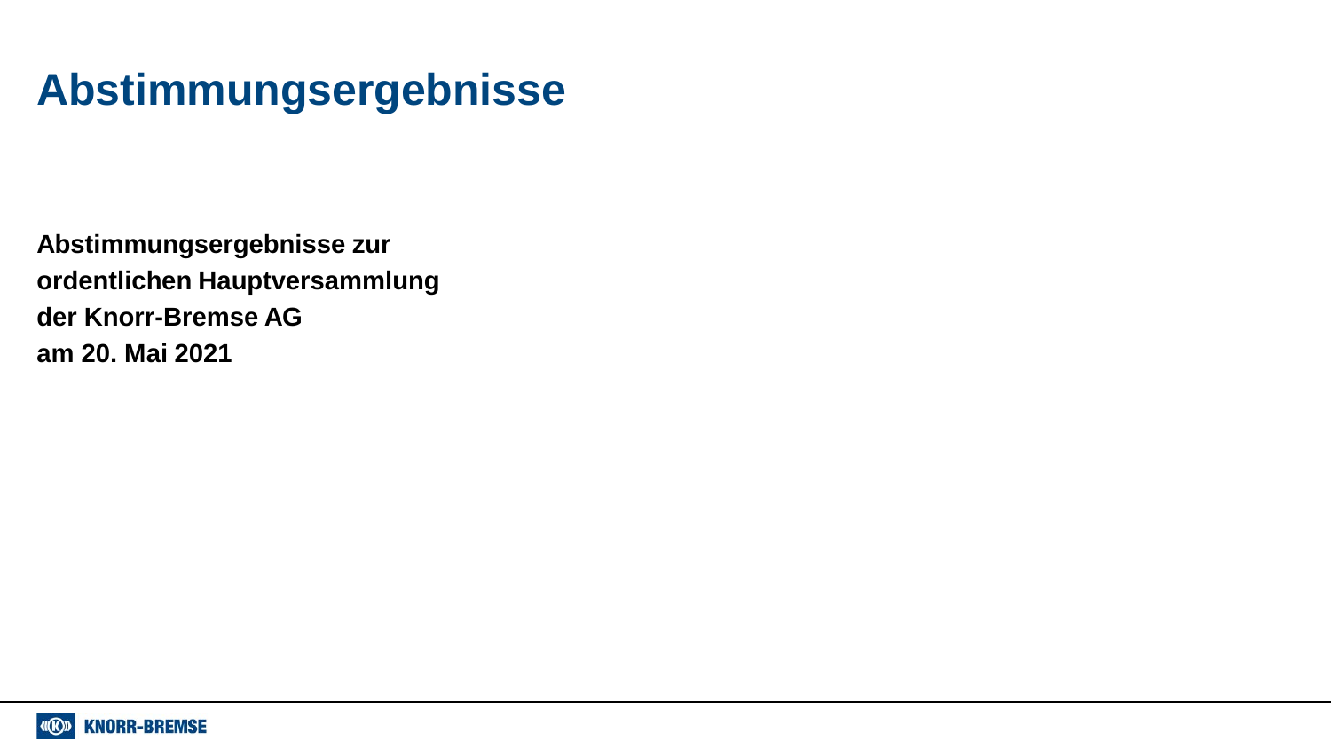# Abstimmungsergebnisse

**Abstimmungsergebnisse zur ordentlichen Hauptversammlung der Knorr-Bremse AG am 20. Mai 2021**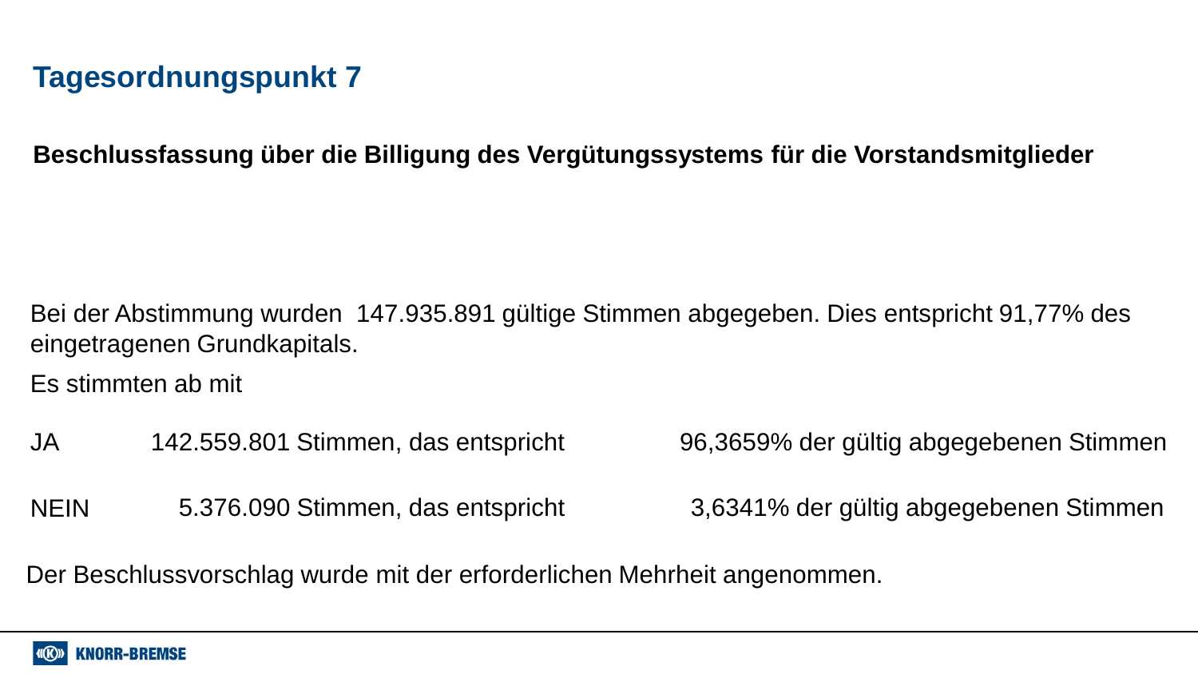## Tagesordnungspunkt 7

**Beschlussfassung über die Billigung des Vergütungssystems für die Vorstandsmitglieder**

Bei der Abstimmung wurden 147.935.891 gültige Stimmen abgegeben. Dies entspricht 91,77% des eingetragenen Grundkapitals.

Es stimmten ab mit

| | | |
|---|---|---|
| JA | 142.559.801 Stimmen, das entspricht | 96,3659% der gültig abgegebenen Stimmen |
| NEIN | 5.376.090 Stimmen, das entspricht | 3,6341% der gültig abgegebenen Stimmen |

Der Beschlussvorschlag wurde mit der erforderlichen Mehrheit angenommen.